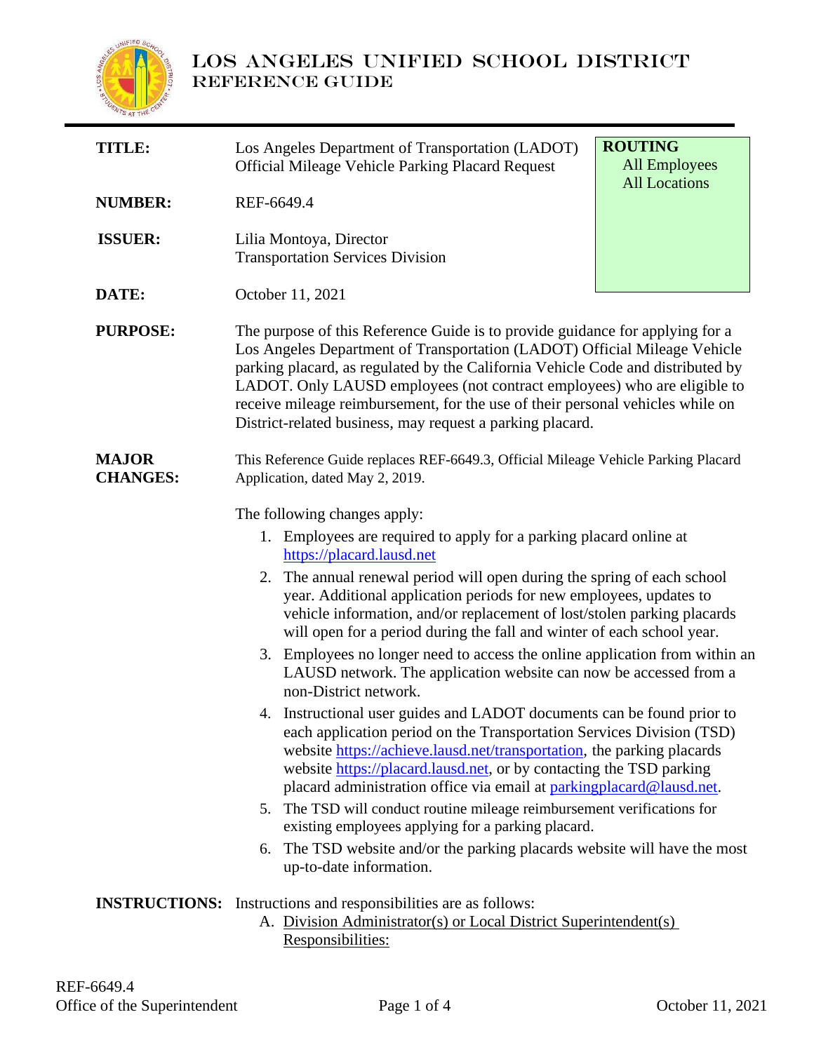# LOS ANGELES UNIFIED SCHOOL DISTRICT
## REFERENCE GUIDE

| | | |
|---|---|---|
| **TITLE:** | Los Angeles Department of Transportation (LADOT) Official Mileage Vehicle Parking Placard Request | **ROUTING**<br>All Employees<br>All Locations |
| **NUMBER:** | REF-6649.4 | |
| **ISSUER:** | Lilia Montoya, Director<br>Transportation Services Division | |
| **DATE:** | October 11, 2021 | |

**PURPOSE:** The purpose of this Reference Guide is to provide guidance for applying for a Los Angeles Department of Transportation (LADOT) Official Mileage Vehicle parking placard, as regulated by the California Vehicle Code and distributed by LADOT. Only LAUSD employees (not contract employees) who are eligible to receive mileage reimbursement, for the use of their personal vehicles while on District-related business, may request a parking placard.

**MAJOR CHANGES:** This Reference Guide replaces REF-6649.3, Official Mileage Vehicle Parking Placard Application, dated May 2, 2019.

The following changes apply:

1. Employees are required to apply for a parking placard online at https://placard.lausd.net
2. The annual renewal period will open during the spring of each school year. Additional application periods for new employees, updates to vehicle information, and/or replacement of lost/stolen parking placards will open for a period during the fall and winter of each school year.
3. Employees no longer need to access the online application from within an LAUSD network. The application website can now be accessed from a non-District network.
4. Instructional user guides and LADOT documents can be found prior to each application period on the Transportation Services Division (TSD) website https://achieve.lausd.net/transportation, the parking placards website https://placard.lausd.net, or by contacting the TSD parking placard administration office via email at parkingplacard@lausd.net.
5. The TSD will conduct routine mileage reimbursement verifications for existing employees applying for a parking placard.
6. The TSD website and/or the parking placards website will have the most up-to-date information.

**INSTRUCTIONS:** Instructions and responsibilities are as follows:

A. Division Administrator(s) or Local District Superintendent(s) Responsibilities: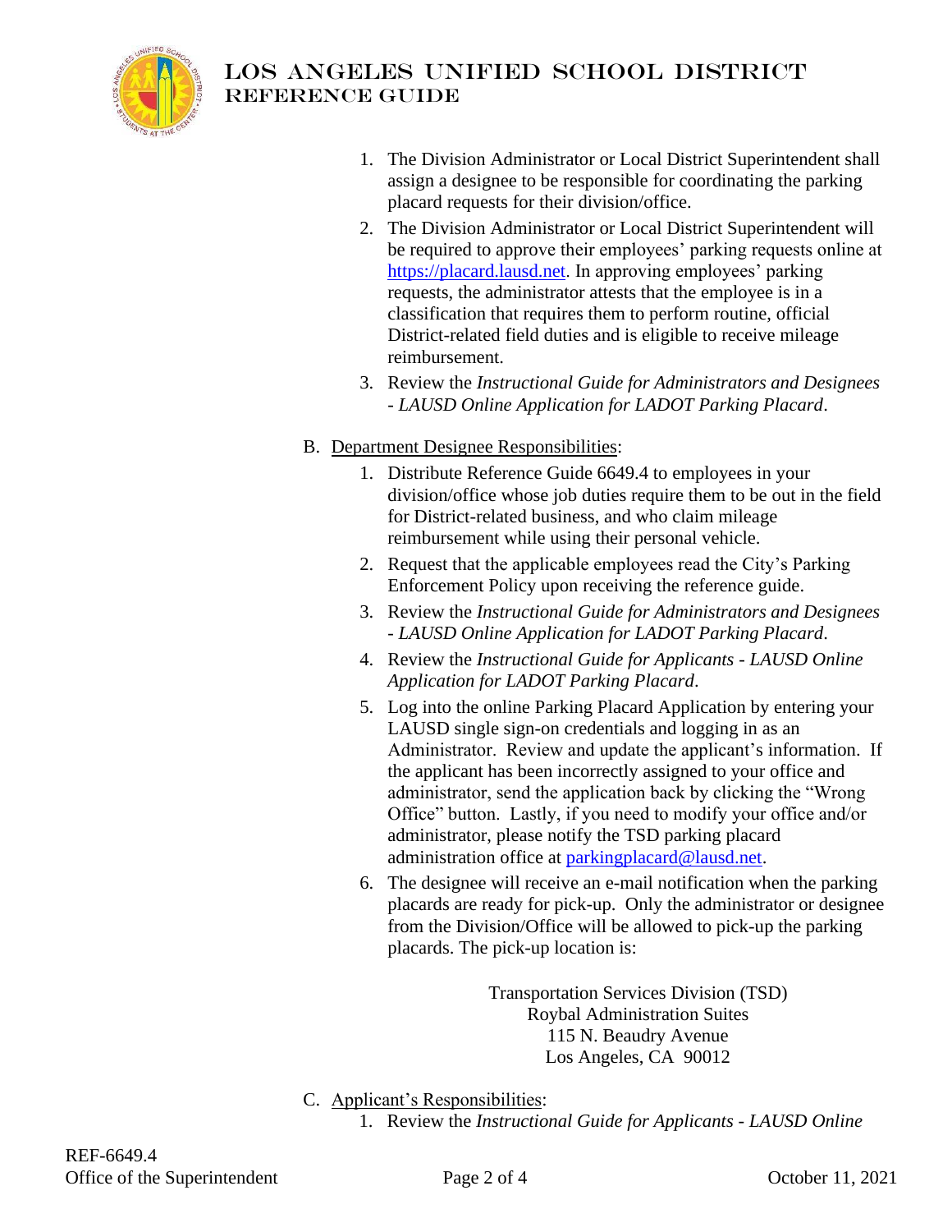1. The Division Administrator or Local District Superintendent shall assign a designee to be responsible for coordinating the parking placard requests for their division/office.
2. The Division Administrator or Local District Superintendent will be required to approve their employees' parking requests online at https://placard.lausd.net. In approving employees' parking requests, the administrator attests that the employee is in a classification that requires them to perform routine, official District-related field duties and is eligible to receive mileage reimbursement.
3. Review the *Instructional Guide for Administrators and Designees - LAUSD Online Application for LADOT Parking Placard*.

B. Department Designee Responsibilities:

1. Distribute Reference Guide 6649.4 to employees in your division/office whose job duties require them to be out in the field for District-related business, and who claim mileage reimbursement while using their personal vehicle.
2. Request that the applicable employees read the City's Parking Enforcement Policy upon receiving the reference guide.
3. Review the *Instructional Guide for Administrators and Designees - LAUSD Online Application for LADOT Parking Placard*.
4. Review the *Instructional Guide for Applicants - LAUSD Online Application for LADOT Parking Placard*.
5. Log into the online Parking Placard Application by entering your LAUSD single sign-on credentials and logging in as an Administrator. Review and update the applicant's information. If the applicant has been incorrectly assigned to your office and administrator, send the application back by clicking the "Wrong Office" button. Lastly, if you need to modify your office and/or administrator, please notify the TSD parking placard administration office at parkingplacard@lausd.net.
6. The designee will receive an e-mail notification when the parking placards are ready for pick-up. Only the administrator or designee from the Division/Office will be allowed to pick-up the parking placards. The pick-up location is:

   Transportation Services Division (TSD)
   Roybal Administration Suites
   115 N. Beaudry Avenue
   Los Angeles, CA 90012

C. Applicant's Responsibilities:

1. Review the *Instructional Guide for Applicants - LAUSD Online*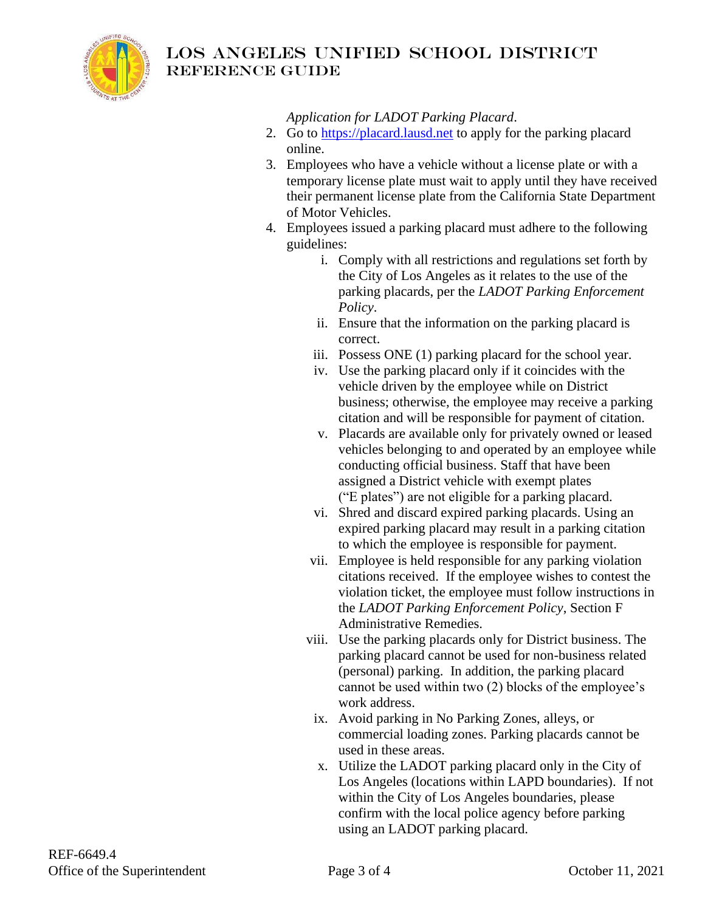*Application for LADOT Parking Placard*.

2. Go to [https://placard.lausd.net](https://placard.lausd.net) to apply for the parking placard online.
3. Employees who have a vehicle without a license plate or with a temporary license plate must wait to apply until they have received their permanent license plate from the California State Department of Motor Vehicles.
4. Employees issued a parking placard must adhere to the following guidelines:
    - i. Comply with all restrictions and regulations set forth by the City of Los Angeles as it relates to the use of the parking placards, per the *LADOT Parking Enforcement Policy*.
    - ii. Ensure that the information on the parking placard is correct.
    - iii. Possess ONE (1) parking placard for the school year.
    - iv. Use the parking placard only if it coincides with the vehicle driven by the employee while on District business; otherwise, the employee may receive a parking citation and will be responsible for payment of citation.
    - v. Placards are available only for privately owned or leased vehicles belonging to and operated by an employee while conducting official business. Staff that have been assigned a District vehicle with exempt plates ("E plates") are not eligible for a parking placard.
    - vi. Shred and discard expired parking placards. Using an expired parking placard may result in a parking citation to which the employee is responsible for payment.
    - vii. Employee is held responsible for any parking violation citations received. If the employee wishes to contest the violation ticket, the employee must follow instructions in the *LADOT Parking Enforcement Policy*, Section F Administrative Remedies.
    - viii. Use the parking placards only for District business. The parking placard cannot be used for non-business related (personal) parking. In addition, the parking placard cannot be used within two (2) blocks of the employee's work address.
    - ix. Avoid parking in No Parking Zones, alleys, or commercial loading zones. Parking placards cannot be used in these areas.
    - x. Utilize the LADOT parking placard only in the City of Los Angeles (locations within LAPD boundaries). If not within the City of Los Angeles boundaries, please confirm with the local police agency before parking using an LADOT parking placard.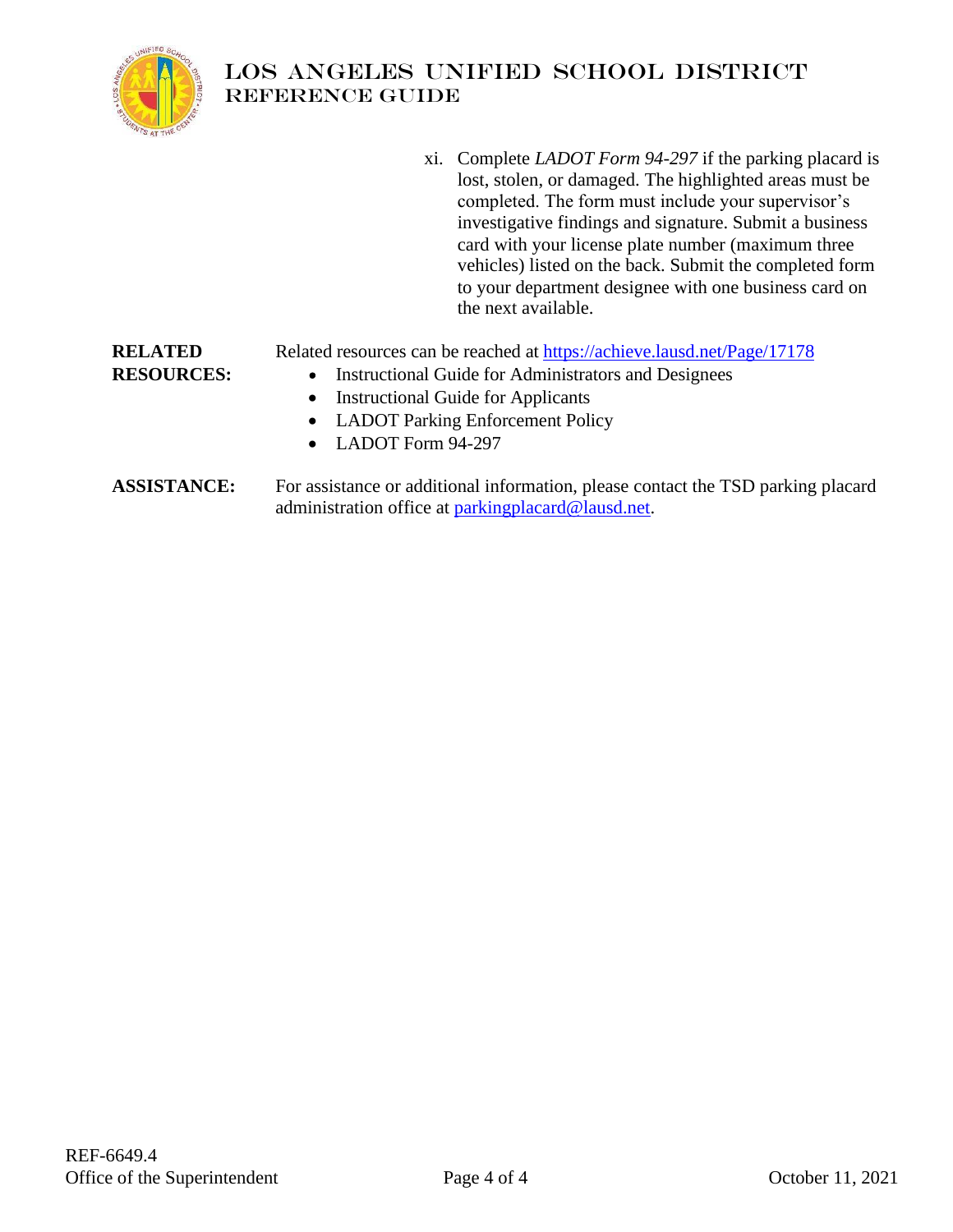xi. Complete *LADOT Form 94-297* if the parking placard is lost, stolen, or damaged. The highlighted areas must be completed. The form must include your supervisor's investigative findings and signature. Submit a business card with your license plate number (maximum three vehicles) listed on the back. Submit the completed form to your department designee with one business card on the next available.

**RELATED RESOURCES:** Related resources can be reached at https://achieve.lausd.net/Page/17178

- Instructional Guide for Administrators and Designees
- Instructional Guide for Applicants
- LADOT Parking Enforcement Policy
- LADOT Form 94-297

**ASSISTANCE:** For assistance or additional information, please contact the TSD parking placard administration office at parkingplacard@lausd.net.